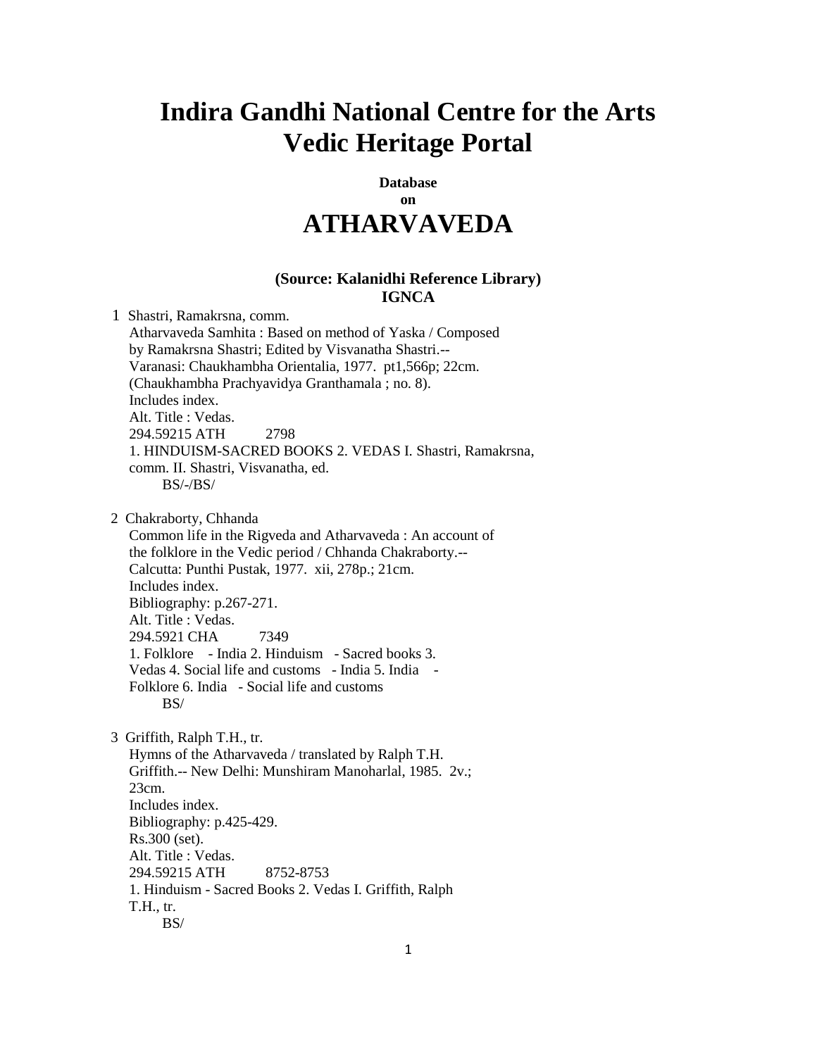# Indira Gandhi National Centre for the Arts
# Vedic Heritage Portal

**Database**
**on**

# ATHARVAVEDA

**(Source: Kalanidhi Reference Library)**
**IGNCA**

1 Shastri, Ramakrsna, comm.
Atharvaveda Samhita : Based on method of Yaska / Composed by Ramakrsna Shastri; Edited by Visvanatha Shastri.-- Varanasi: Chaukhambha Orientalia, 1977. pt1,566p; 22cm.
(Chaukhambha Prachyavidya Granthamala ; no. 8).
Includes index.
Alt. Title : Vedas.
294.59215 ATH 2798
1. HINDUISM-SACRED BOOKS 2. VEDAS I. Shastri, Ramakrsna, comm. II. Shastri, Visvanatha, ed.
BS/-/BS/

2 Chakraborty, Chhanda
Common life in the Rigveda and Atharvaveda : An account of the folklore in the Vedic period / Chhanda Chakraborty.-- Calcutta: Punthi Pustak, 1977. xii, 278p.; 21cm.
Includes index.
Bibliography: p.267-271.
Alt. Title : Vedas.
294.5921 CHA 7349
1. Folklore - India 2. Hinduism - Sacred books 3. Vedas 4. Social life and customs - India 5. India - Folklore 6. India - Social life and customs
BS/

3 Griffith, Ralph T.H., tr.
Hymns of the Atharvaveda / translated by Ralph T.H. Griffith.-- New Delhi: Munshiram Manoharlal, 1985. 2v.; 23cm.
Includes index.
Bibliography: p.425-429.
Rs.300 (set).
Alt. Title : Vedas.
294.59215 ATH 8752-8753
1. Hinduism - Sacred Books 2. Vedas I. Griffith, Ralph T.H., tr.
BS/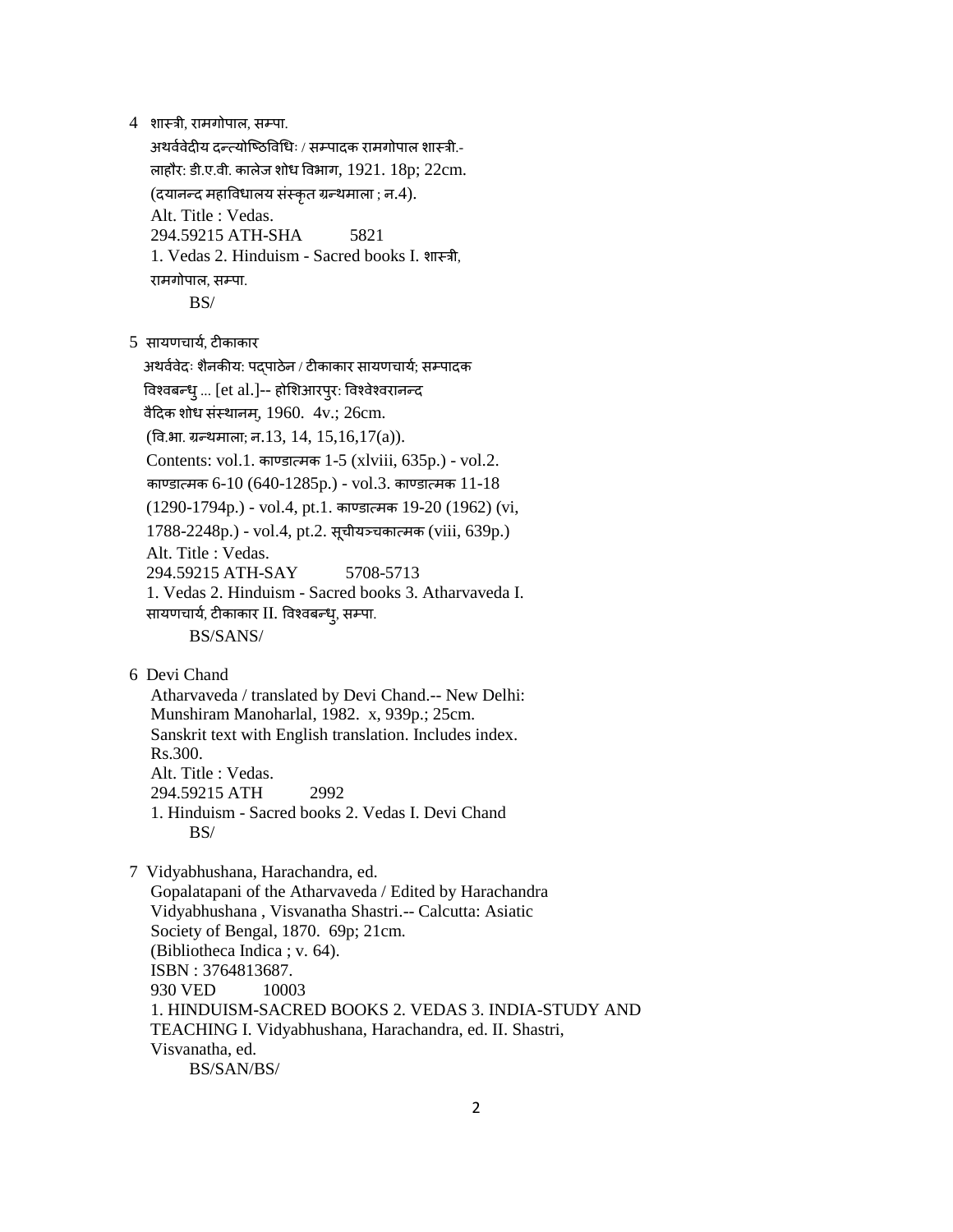4 शास्त्री, रामगोपाल, सम्पा.

अथर्ववेदीय दन्त्योष्ठिविधिः / सम्पादक रामगोपाल शास्त्री.-
लाहौरः डी.ए.वी. कालेज शोध विभाग, 1921. 18p; 22cm.
(दयानन्द महाविधालय संस्कृत ग्रन्थमाला ; न.4).
Alt. Title : Vedas.
294.59215 ATH-SHA 5821
1. Vedas 2. Hinduism - Sacred books I. शास्त्री,
रामगोपाल, सम्पा.
BS/

5 सायणचार्य, टीकाकार

अथर्ववेदः शैनकीयः पद्पाठेन / टीकाकार सायणचार्य; सम्पादक
विश्वबन्धु ... [et al.]-- होशिआरपुरः विश्वेश्वरानन्द
वैदिक शोध संस्थानम्, 1960. 4v.; 26cm.
(वि.भा. ग्रन्थमाला; न.13, 14, 15,16,17(a)).
Contents: vol.1. काण्डात्मक 1-5 (xlviii, 635p.) - vol.2.
काण्डात्मक 6-10 (640-1285p.) - vol.3. काण्डात्मक 11-18
(1290-1794p.) - vol.4, pt.1. काण्डात्मक 19-20 (1962) (vi,
1788-2248p.) - vol.4, pt.2. सूचीयञ्चकात्मक (viii, 639p.)
Alt. Title : Vedas.
294.59215 ATH-SAY 5708-5713
1. Vedas 2. Hinduism - Sacred books 3. Atharvaveda I.
सायणचार्य, टीकाकार II. विश्वबन्धु, सम्पा.
BS/SANS/

6 Devi Chand

Atharvaveda / translated by Devi Chand.-- New Delhi:
Munshiram Manoharlal, 1982. x, 939p.; 25cm.
Sanskrit text with English translation. Includes index.
Rs.300.
Alt. Title : Vedas.
294.59215 ATH 2992
1. Hinduism - Sacred books 2. Vedas I. Devi Chand
BS/

7 Vidyabhushana, Harachandra, ed.

Gopalatapani of the Atharvaveda / Edited by Harachandra
Vidyabhushana , Visvanatha Shastri.-- Calcutta: Asiatic
Society of Bengal, 1870. 69p; 21cm.
(Bibliotheca Indica ; v. 64).
ISBN : 3764813687.
930 VED 10003
1. HINDUISM-SACRED BOOKS 2. VEDAS 3. INDIA-STUDY AND
TEACHING I. Vidyabhushana, Harachandra, ed. II. Shastri,
Visvanatha, ed.
BS/SAN/BS/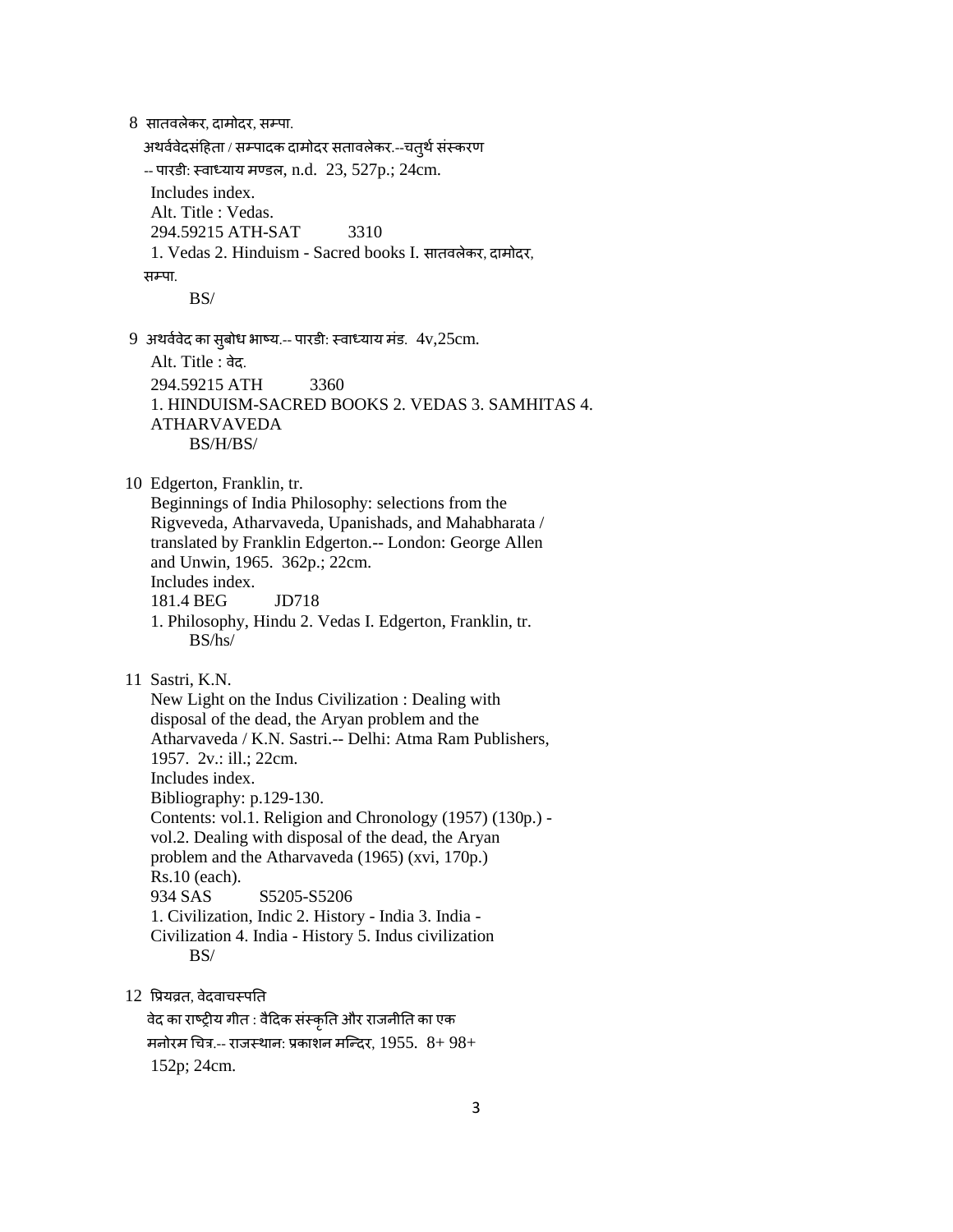8 सातवलेकर, दामोदर, सम्पा.

अथर्ववेदसंहिता / सम्पादक दामोदर सतावलेकर.--चतुर्थ संस्करण -- पारडी: स्वाध्याय मण्डल, n.d. 23, 527p.; 24cm.

Includes index.

Alt. Title : Vedas.

294.59215 ATH-SAT 3310

1. Vedas 2. Hinduism - Sacred books I. सातवलेकर, दामोदर, सम्पा.

BS/

9 अथर्ववेद का सुबोध भाष्य.-- पारडी: स्वाध्याय मंड. 4v,25cm.

Alt. Title : वेद.

294.59215 ATH 3360

1. HINDUISM-SACRED BOOKS 2. VEDAS 3. SAMHITAS 4. ATHARVAVEDA

BS/H/BS/

10 Edgerton, Franklin, tr.

Beginnings of India Philosophy: selections from the Rigveveda, Atharvaveda, Upanishads, and Mahabharata / translated by Franklin Edgerton.-- London: George Allen and Unwin, 1965. 362p.; 22cm.

Includes index.

181.4 BEG JD718

1. Philosophy, Hindu 2. Vedas I. Edgerton, Franklin, tr.

BS/hs/

11 Sastri, K.N.

New Light on the Indus Civilization : Dealing with disposal of the dead, the Aryan problem and the Atharvaveda / K.N. Sastri.-- Delhi: Atma Ram Publishers, 1957. 2v.: ill.; 22cm.

Includes index.

Bibliography: p.129-130.

Contents: vol.1. Religion and Chronology (1957) (130p.) - vol.2. Dealing with disposal of the dead, the Aryan problem and the Atharvaveda (1965) (xvi, 170p.)

Rs.10 (each).

934 SAS S5205-S5206

1. Civilization, Indic 2. History - India 3. India - Civilization 4. India - History 5. Indus civilization

BS/

12 प्रियव्रत, वेदवाचस्पति

वेद का राष्ट्रीय गीत : वैदिक संस्कृति और राजनीति का एक मनोरम चित्र.-- राजस्थान: प्रकाशन मन्दिर, 1955. 8+ 98+ 152p; 24cm.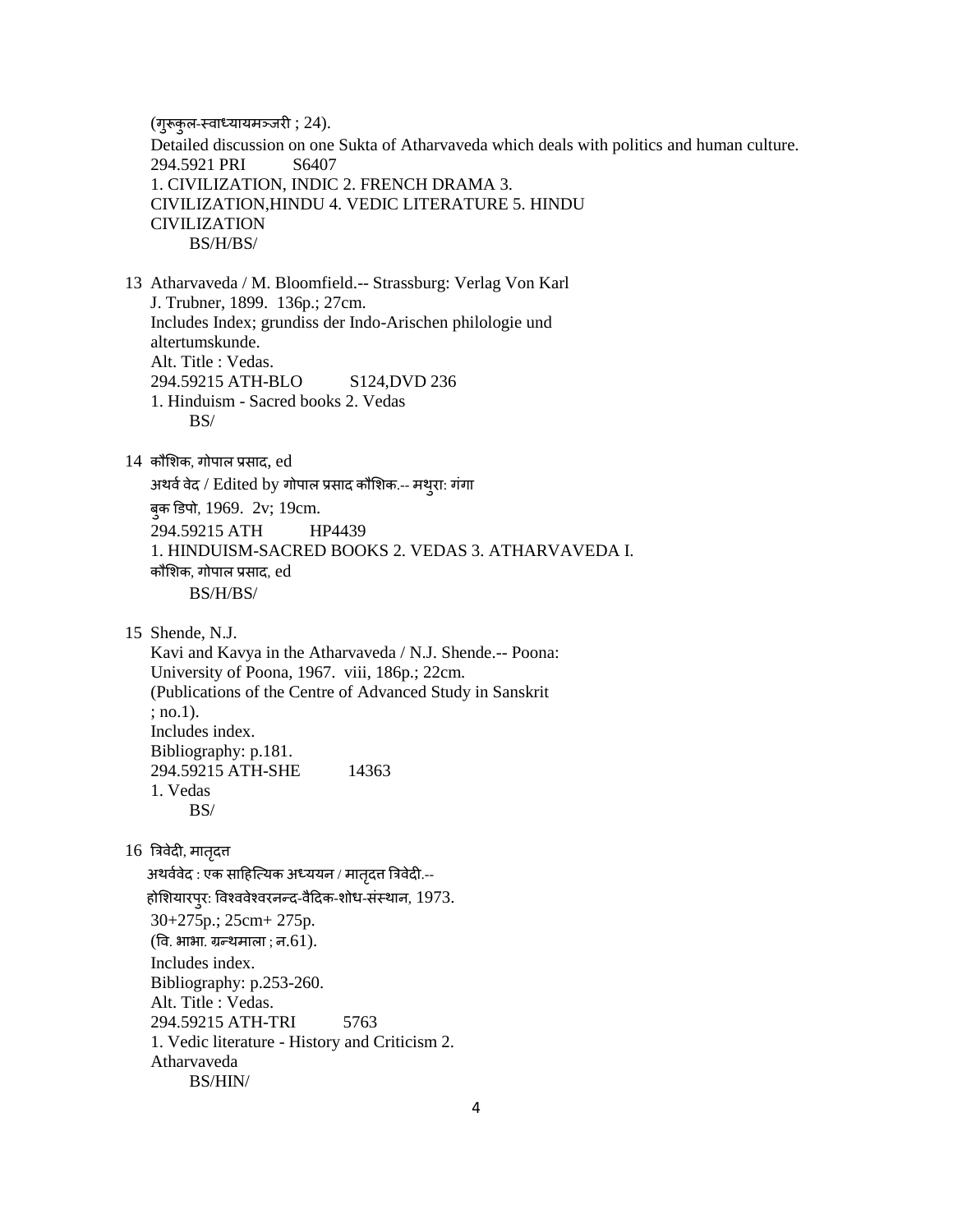(गुरूकुल-स्वाध्यायमञ्जरी ; 24).
Detailed discussion on one Sukta of Atharvaveda which deals with politics and human culture.
294.5921 PRI S6407
1. CIVILIZATION, INDIC 2. FRENCH DRAMA 3. CIVILIZATION,HINDU 4. VEDIC LITERATURE 5. HINDU CIVILIZATION
BS/H/BS/

13 Atharvaveda / M. Bloomfield.-- Strassburg: Verlag Von Karl J. Trubner, 1899. 136p.; 27cm.
Includes Index; grundiss der Indo-Arischen philologie und altertumskunde.
Alt. Title : Vedas.
294.59215 ATH-BLO S124,DVD 236
1. Hinduism - Sacred books 2. Vedas
BS/

14 कौशिक, गोपाल प्रसाद, ed
अथर्व वेद / Edited by गोपाल प्रसाद कौशिक.-- मथुरा: गंगा बुक डिपो, 1969. 2v; 19cm.
294.59215 ATH HP4439
1. HINDUISM-SACRED BOOKS 2. VEDAS 3. ATHARVAVEDA I. कौशिक, गोपाल प्रसाद, ed
BS/H/BS/

15 Shende, N.J.
Kavi and Kavya in the Atharvaveda / N.J. Shende.-- Poona: University of Poona, 1967. viii, 186p.; 22cm.
(Publications of the Centre of Advanced Study in Sanskrit ; no.1).
Includes index.
Bibliography: p.181.
294.59215 ATH-SHE 14363
1. Vedas
BS/

16 त्रिवेदी, मातृदत्त
अथर्ववेद : एक साहित्यिक अध्ययन / मातृदत्त त्रिवेदी.-- होशियारपुर: विश्ववेश्वरनन्द-वैदिक-शोध-संस्थान, 1973.
30+275p.; 25cm+ 275p.
(वि. भाभा. ग्रन्थमाला ; न.61).
Includes index.
Bibliography: p.253-260.
Alt. Title : Vedas.
294.59215 ATH-TRI 5763
1. Vedic literature - History and Criticism 2. Atharvaveda
BS/HIN/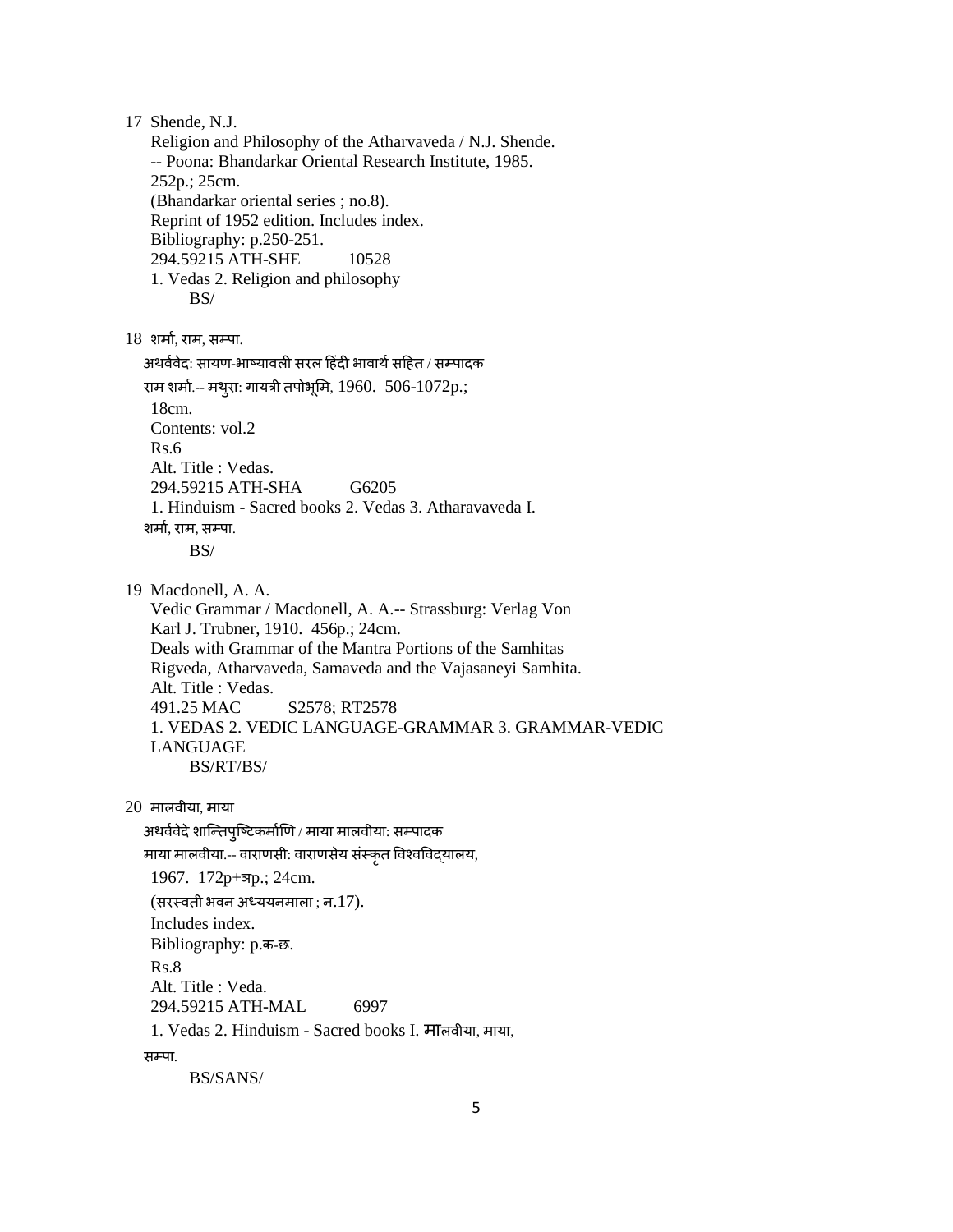17 Shende, N.J.

Religion and Philosophy of the Atharvaveda / N.J. Shende.
-- Poona: Bhandarkar Oriental Research Institute, 1985.
252p.; 25cm.
(Bhandarkar oriental series ; no.8).
Reprint of 1952 edition. Includes index.
Bibliography: p.250-251.
294.59215 ATH-SHE 10528
1. Vedas 2. Religion and philosophy
BS/

18 शर्मा, राम, सम्पा.

अथर्ववेद: सायण-भाष्यावली सरल हिंदी भावार्थ सहित / सम्पादक
राम शर्मा.-- मथुरा: गायत्री तपोभूमि, 1960. 506-1072p.;
18cm.
Contents: vol.2
Rs.6
Alt. Title : Vedas.
294.59215 ATH-SHA G6205
1. Hinduism - Sacred books 2. Vedas 3. Atharavaveda I.
शर्मा, राम, सम्पा.
BS/

19 Macdonell, A. A.

Vedic Grammar / Macdonell, A. A.-- Strassburg: Verlag Von
Karl J. Trubner, 1910. 456p.; 24cm.
Deals with Grammar of the Mantra Portions of the Samhitas
Rigveda, Atharvaveda, Samaveda and the Vajasaneyi Samhita.
Alt. Title : Vedas.
491.25 MAC S2578; RT2578
1. VEDAS 2. VEDIC LANGUAGE-GRAMMAR 3. GRAMMAR-VEDIC
LANGUAGE
BS/RT/BS/

20 मालवीया, माया

अथर्ववेदे शान्तिपुष्टिकर्माणि / माया मालवीया: सम्पादक
माया मालवीया.-- वाराणसी: वाराणसेय संस्कृत विश्वविद्यालय,
1967. 172p+ञp.; 24cm.
(सरस्वती भवन अध्ययनमाला ; न.17).
Includes index.
Bibliography: p.क-छ.
Rs.8
Alt. Title : Veda.
294.59215 ATH-MAL 6997
1. Vedas 2. Hinduism - Sacred books I. मालवीया, माया,
सम्पा.
BS/SANS/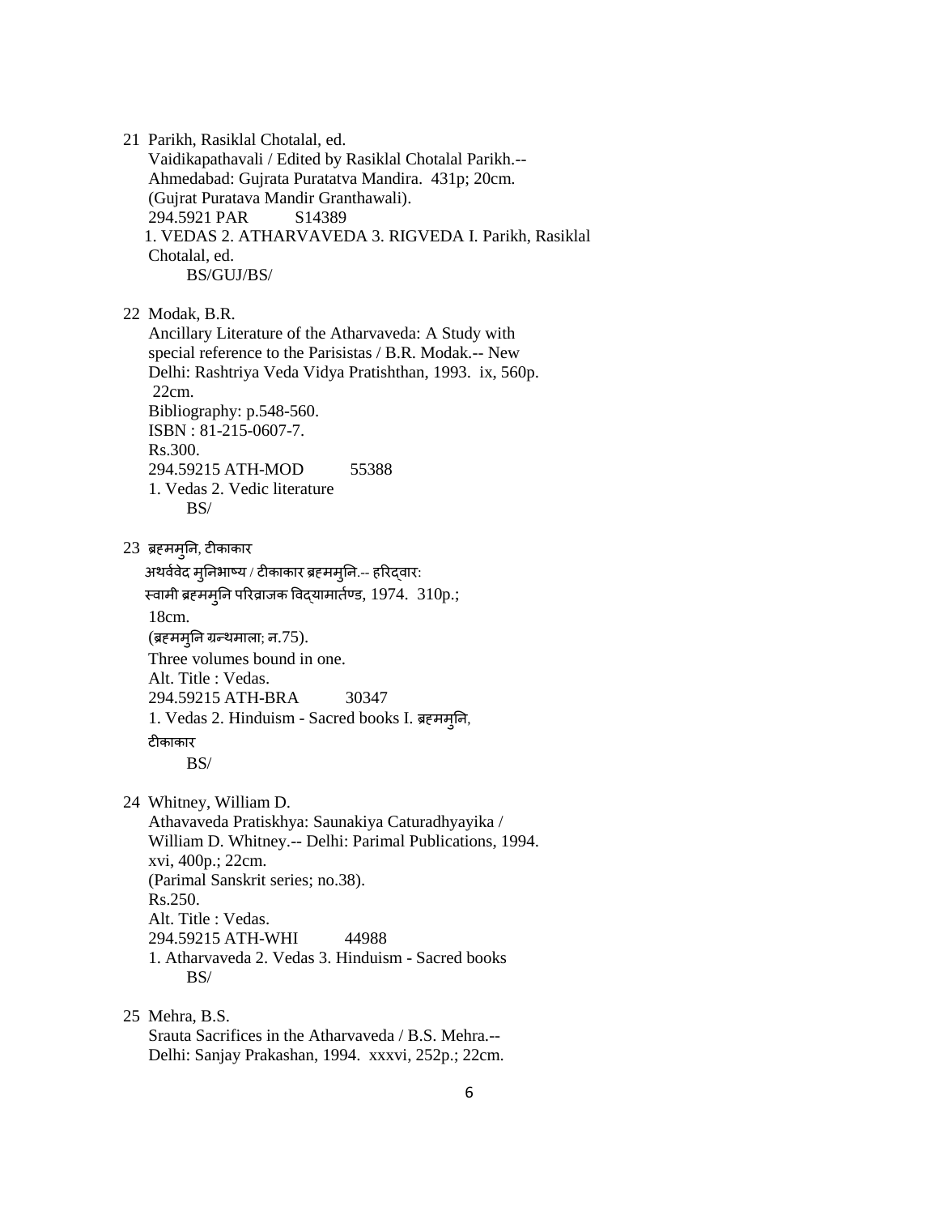21 Parikh, Rasiklal Chotalal, ed.
Vaidikapathavali / Edited by Rasiklal Chotalal Parikh.-- Ahmedabad: Gujrata Puratatva Mandira. 431p; 20cm.
(Gujrat Puratava Mandir Granthawali).
294.5921 PAR S14389
1. VEDAS 2. ATHARVAVEDA 3. RIGVEDA I. Parikh, Rasiklal Chotalal, ed.
BS/GUJ/BS/

22 Modak, B.R.
Ancillary Literature of the Atharvaveda: A Study with special reference to the Parisistas / B.R. Modak.-- New Delhi: Rashtriya Veda Vidya Pratishthan, 1993. ix, 560p. 22cm.
Bibliography: p.548-560.
ISBN : 81-215-0607-7.
Rs.300.
294.59215 ATH-MOD 55388
1. Vedas 2. Vedic literature
BS/

23 ब्रह्ममुनि, टीकाकार
अथर्ववेद मुनिभाष्य / टीकाकार ब्रह्ममुनि.-- हरिद्वार: स्वामी ब्रह्ममुनि परिव्राजक विद्यामार्तण्ड, 1974. 310p.; 18cm.
(ब्रह्ममुनि ग्रन्थमाला; न.75).
Three volumes bound in one.
Alt. Title : Vedas.
294.59215 ATH-BRA 30347
1. Vedas 2. Hinduism - Sacred books I. ब्रह्ममुनि, टीकाकार
BS/

24 Whitney, William D.
Athavaveda Pratiskhya: Saunakiya Caturadhyayika / William D. Whitney.-- Delhi: Parimal Publications, 1994. xvi, 400p.; 22cm.
(Parimal Sanskrit series; no.38).
Rs.250.
Alt. Title : Vedas.
294.59215 ATH-WHI 44988
1. Atharvaveda 2. Vedas 3. Hinduism - Sacred books
BS/

25 Mehra, B.S.
Srauta Sacrifices in the Atharvaveda / B.S. Mehra.-- Delhi: Sanjay Prakashan, 1994. xxxvi, 252p.; 22cm.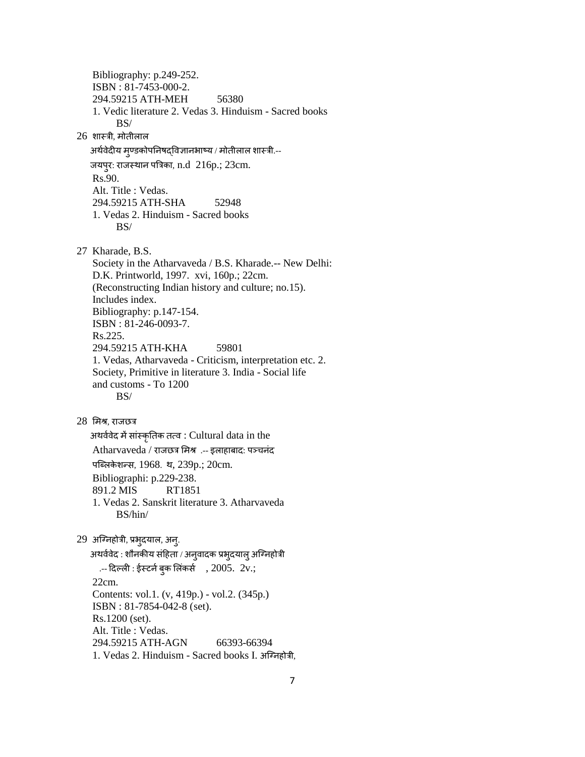Bibliography: p.249-252.
ISBN : 81-7453-000-2.
294.59215 ATH-MEH 56380
1. Vedic literature 2. Vedas 3. Hinduism - Sacred books
BS/

26 शास्त्री, मोतीलाल
अर्थवेदीय मुण्डकोपनिषद्विज्ञानभाष्य / मोतीलाल शास्त्री.--
जयपुर: राजस्थान पत्रिका, n.d 216p.; 23cm.
Rs.90.
Alt. Title : Vedas.
294.59215 ATH-SHA 52948
1. Vedas 2. Hinduism - Sacred books
BS/

27 Kharade, B.S.
Society in the Atharvaveda / B.S. Kharade.-- New Delhi:
D.K. Printworld, 1997. xvi, 160p.; 22cm.
(Reconstructing Indian history and culture; no.15).
Includes index.
Bibliography: p.147-154.
ISBN : 81-246-0093-7.
Rs.225.
294.59215 ATH-KHA 59801
1. Vedas, Atharvaveda - Criticism, interpretation etc. 2.
Society, Primitive in literature 3. India - Social life
and customs - To 1200
BS/

28 मिश्र, राजछत्र
अथर्ववेद में सांस्कृतिक तत्व : Cultural data in the
Atharvaveda / राजछत्र मिश्र .-- इलाहाबाद: पञ्चनंद
पब्लिकेशन्स, 1968. थ, 239p.; 20cm.
Bibliographi: p.229-238.
891.2 MIS RT1851
1. Vedas 2. Sanskrit literature 3. Atharvaveda
BS/hin/

29 अग्निहोत्री, प्रभुदयाल, अनु.
अथर्ववेद : शौनकीय संहिता / अनुवादक प्रभुदयालु अग्निहोत्री
.-- दिल्ली : ईस्टर्न बुक लिंकर्स , 2005. 2v.;
22cm.
Contents: vol.1. (v, 419p.) - vol.2. (345p.)
ISBN : 81-7854-042-8 (set).
Rs.1200 (set).
Alt. Title : Vedas.
294.59215 ATH-AGN 66393-66394
1. Vedas 2. Hinduism - Sacred books I. अग्निहोत्री,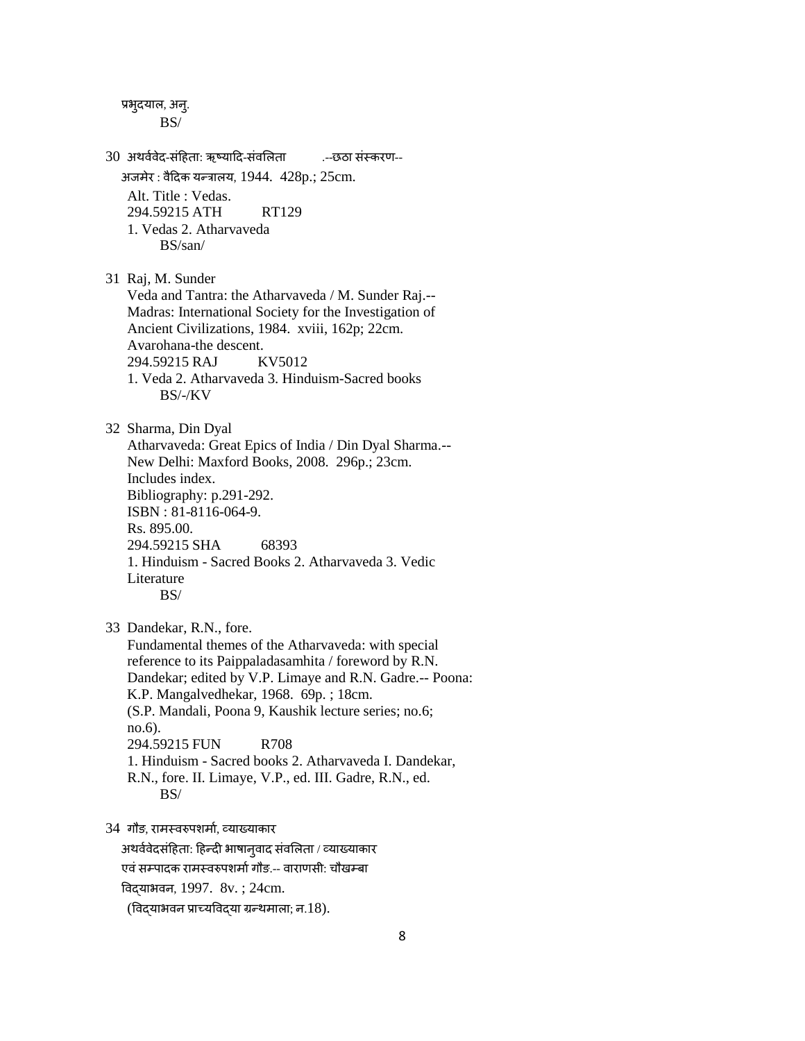प्रभुदयाल, अनु.
BS/

30 अथर्ववेद-संहिता: ऋष्यादि-संवलिता .--छठा संस्करण--
अजमेर : वैदिक यन्त्रालय, 1944. 428p.; 25cm.
Alt. Title : Vedas.
294.59215 ATH RT129
1. Vedas 2. Atharvaveda
BS/san/

31 Raj, M. Sunder
Veda and Tantra: the Atharvaveda / M. Sunder Raj.--
Madras: International Society for the Investigation of
Ancient Civilizations, 1984. xviii, 162p; 22cm.
Avarohana-the descent.
294.59215 RAJ KV5012
1. Veda 2. Atharvaveda 3. Hinduism-Sacred books
BS/-/KV

32 Sharma, Din Dyal
Atharvaveda: Great Epics of India / Din Dyal Sharma.--
New Delhi: Maxford Books, 2008. 296p.; 23cm.
Includes index.
Bibliography: p.291-292.
ISBN : 81-8116-064-9.
Rs. 895.00.
294.59215 SHA 68393
1. Hinduism - Sacred Books 2. Atharvaveda 3. Vedic
Literature
BS/

33 Dandekar, R.N., fore.
Fundamental themes of the Atharvaveda: with special
reference to its Paippaladasamhita / foreword by R.N.
Dandekar; edited by V.P. Limaye and R.N. Gadre.-- Poona:
K.P. Mangalvedhekar, 1968. 69p. ; 18cm.
(S.P. Mandali, Poona 9, Kaushik lecture series; no.6;
no.6).
294.59215 FUN R708
1. Hinduism - Sacred books 2. Atharvaveda I. Dandekar,
R.N., fore. II. Limaye, V.P., ed. III. Gadre, R.N., ed.
BS/

34 गौड़, रामस्वरुपशर्मा, व्याख्याकार
अथर्ववेदसंहिता: हिन्दी भाषानुवाद संवलिता / व्याख्याकार
एवं सम्पादक रामस्वरुपशर्मा गौड़.-- वाराणसी: चौखम्बा
विद्याभवन, 1997. 8v. ; 24cm.
(विद्याभवन प्राच्यविद्या ग्रन्थमाला; न.18).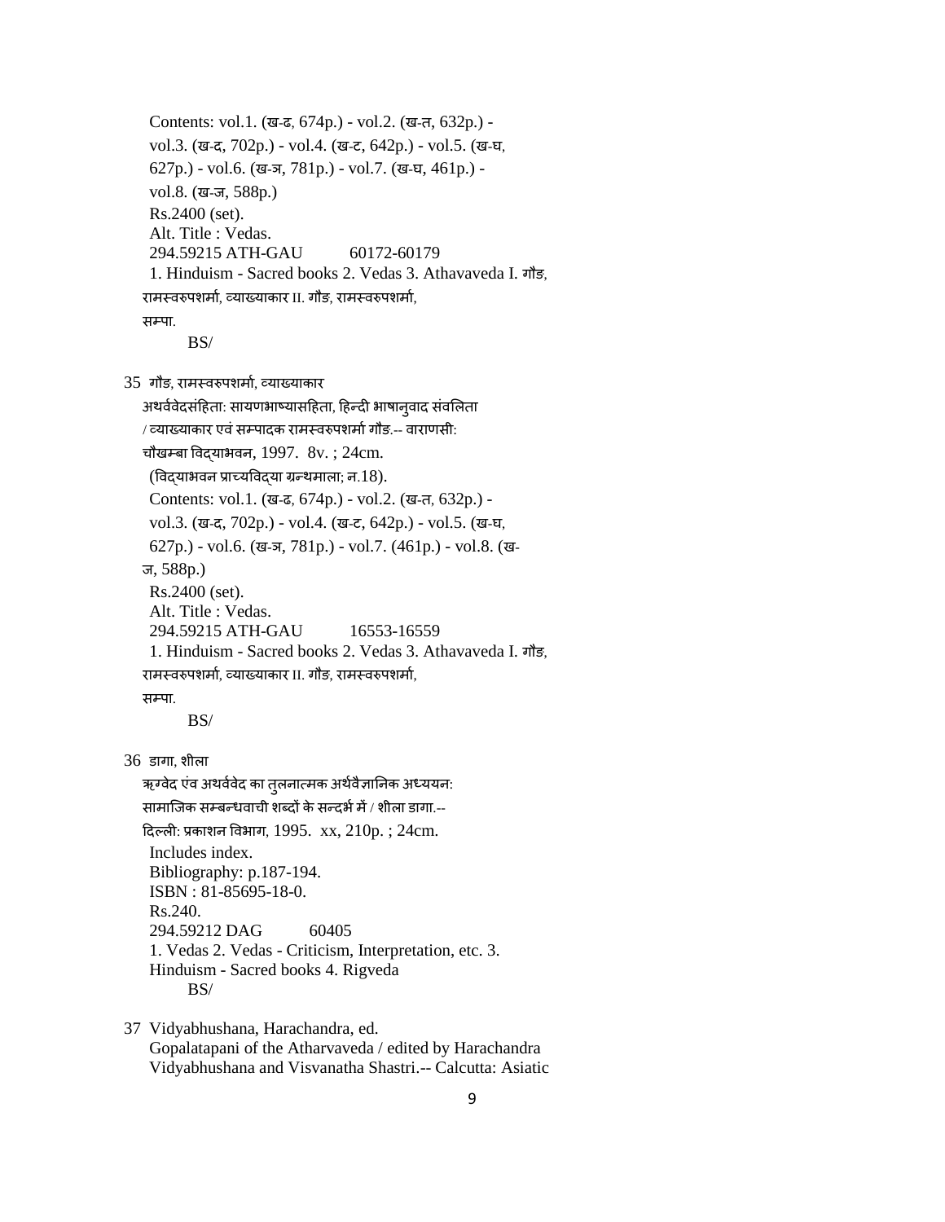Contents: vol.1. (ख-ढ, 674p.) - vol.2. (ख-त, 632p.) -
vol.3. (ख-द, 702p.) - vol.4. (ख-ट, 642p.) - vol.5. (ख-घ,
627p.) - vol.6. (ख-त्र, 781p.) - vol.7. (ख-घ, 461p.) -
vol.8. (ख-ज, 588p.)
Rs.2400 (set).
Alt. Title : Vedas.
294.59215 ATH-GAU 60172-60179
1. Hinduism - Sacred books 2. Vedas 3. Athavaveda I. गौड़, रामस्वरुपशर्मा, व्याख्याकार II. गौड़, रामस्वरुपशर्मा, सम्पा.
BS/

35 गौड़, रामस्वरुपशर्मा, व्याख्याकार
अथर्ववेदसंहिता: सायणभाष्यासहिता, हिन्दी भाषानुवाद संवलिता / व्याख्याकार एवं सम्पादक रामस्वरुपशर्मा गौड़.-- वाराणसी: चौखम्बा विद्याभवन, 1997. 8v. ; 24cm.
(विद्याभवन प्राच्यविद्या ग्रन्थमाला; न.18).
Contents: vol.1. (ख-ढ, 674p.) - vol.2. (ख-त, 632p.) -
vol.3. (ख-द, 702p.) - vol.4. (ख-ट, 642p.) - vol.5. (ख-घ,
627p.) - vol.6. (ख-त्र, 781p.) - vol.7. (461p.) - vol.8. (ख-ज, 588p.)
Rs.2400 (set).
Alt. Title : Vedas.
294.59215 ATH-GAU 16553-16559
1. Hinduism - Sacred books 2. Vedas 3. Athavaveda I. गौड़, रामस्वरुपशर्मा, व्याख्याकार II. गौड़, रामस्वरुपशर्मा, सम्पा.
BS/

36 डागा, शीला
ऋग्वेद एंव अथर्ववेद का तुलनात्मक अर्थवैज्ञानिक अध्ययन: सामाजिक सम्बन्धवाची शब्दों के सन्दर्भ में / शीला डागा.-- दिल्ली: प्रकाशन विभाग, 1995. xx, 210p. ; 24cm.
Includes index.
Bibliography: p.187-194.
ISBN : 81-85695-18-0.
Rs.240.
294.59212 DAG 60405
1. Vedas 2. Vedas - Criticism, Interpretation, etc. 3. Hinduism - Sacred books 4. Rigveda
BS/

37 Vidyabhushana, Harachandra, ed.
Gopalatapani of the Atharvaveda / edited by Harachandra Vidyabhushana and Visvanatha Shastri.-- Calcutta: Asiatic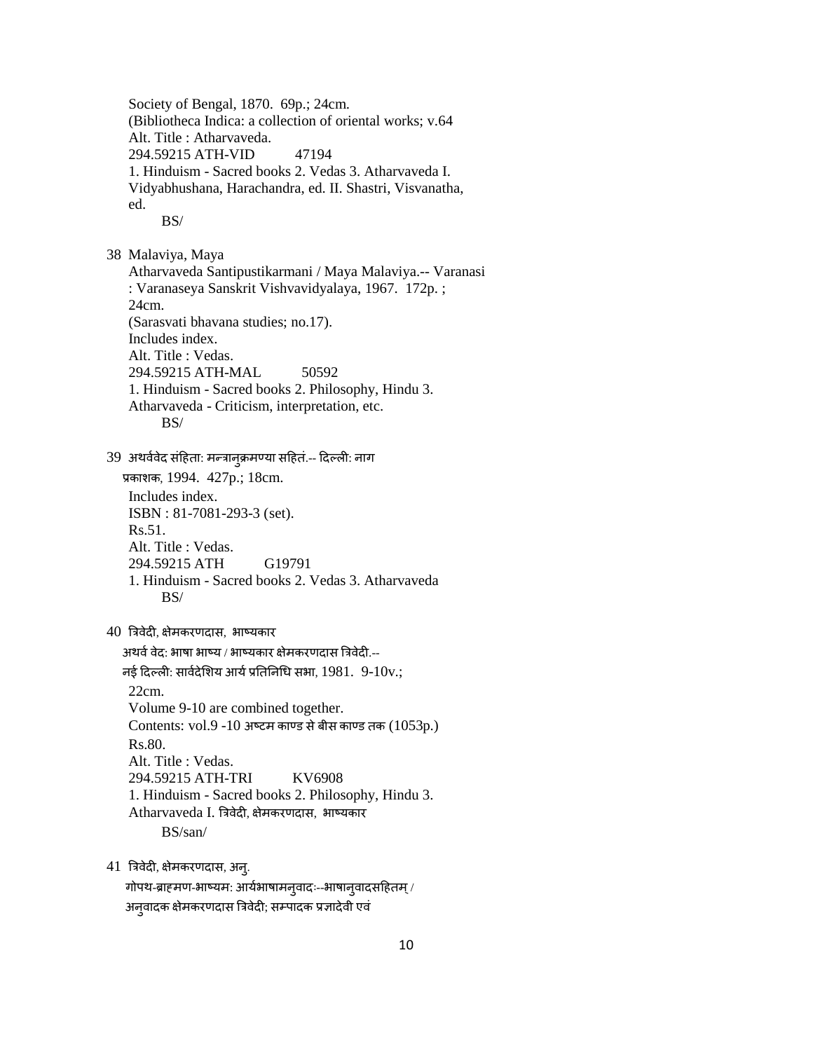Society of Bengal, 1870. 69p.; 24cm.
(Bibliotheca Indica: a collection of oriental works; v.64
Alt. Title : Atharvaveda.
294.59215 ATH-VID 47194
1. Hinduism - Sacred books 2. Vedas 3. Atharvaveda I. Vidyabhushana, Harachandra, ed. II. Shastri, Visvanatha, ed.
BS/

38 Malaviya, Maya
Atharvaveda Santipustikarmani / Maya Malaviya.-- Varanasi : Varanaseya Sanskrit Vishvavidyalaya, 1967. 172p. ; 24cm.
(Sarasvati bhavana studies; no.17).
Includes index.
Alt. Title : Vedas.
294.59215 ATH-MAL 50592
1. Hinduism - Sacred books 2. Philosophy, Hindu 3. Atharvaveda - Criticism, interpretation, etc.
BS/

39 अथर्ववेद संहिता: मन्त्रानुक्रमण्या सहितं.-- दिल्ली: नाग प्रकाशक, 1994. 427p.; 18cm.
Includes index.
ISBN : 81-7081-293-3 (set).
Rs.51.
Alt. Title : Vedas.
294.59215 ATH G19791
1. Hinduism - Sacred books 2. Vedas 3. Atharvaveda
BS/

40 त्रिवेदी, क्षेमकरणदास, भाष्यकार
अथर्व वेद: भाषा भाष्य / भाष्यकार क्षेमकरणदास त्रिवेदी.-- नई दिल्ली: सार्वदेशिय आर्य प्रतिनिधि सभा, 1981. 9-10v.; 22cm.
Volume 9-10 are combined together.
Contents: vol.9 -10 अष्टम काण्ड से बीस काण्ड तक (1053p.)
Rs.80.
Alt. Title : Vedas.
294.59215 ATH-TRI KV6908
1. Hinduism - Sacred books 2. Philosophy, Hindu 3. Atharvaveda I. त्रिवेदी, क्षेमकरणदास, भाष्यकार
BS/san/

41 त्रिवेदी, क्षेमकरणदास, अनु.
गोपथ-ब्राह्मण-भाष्यम: आर्यभाषामनुवादः--भाषानुवादसहितम् / अनुवादक क्षेमकरणदास त्रिवेदी; सम्पादक प्रज्ञादेवी एवं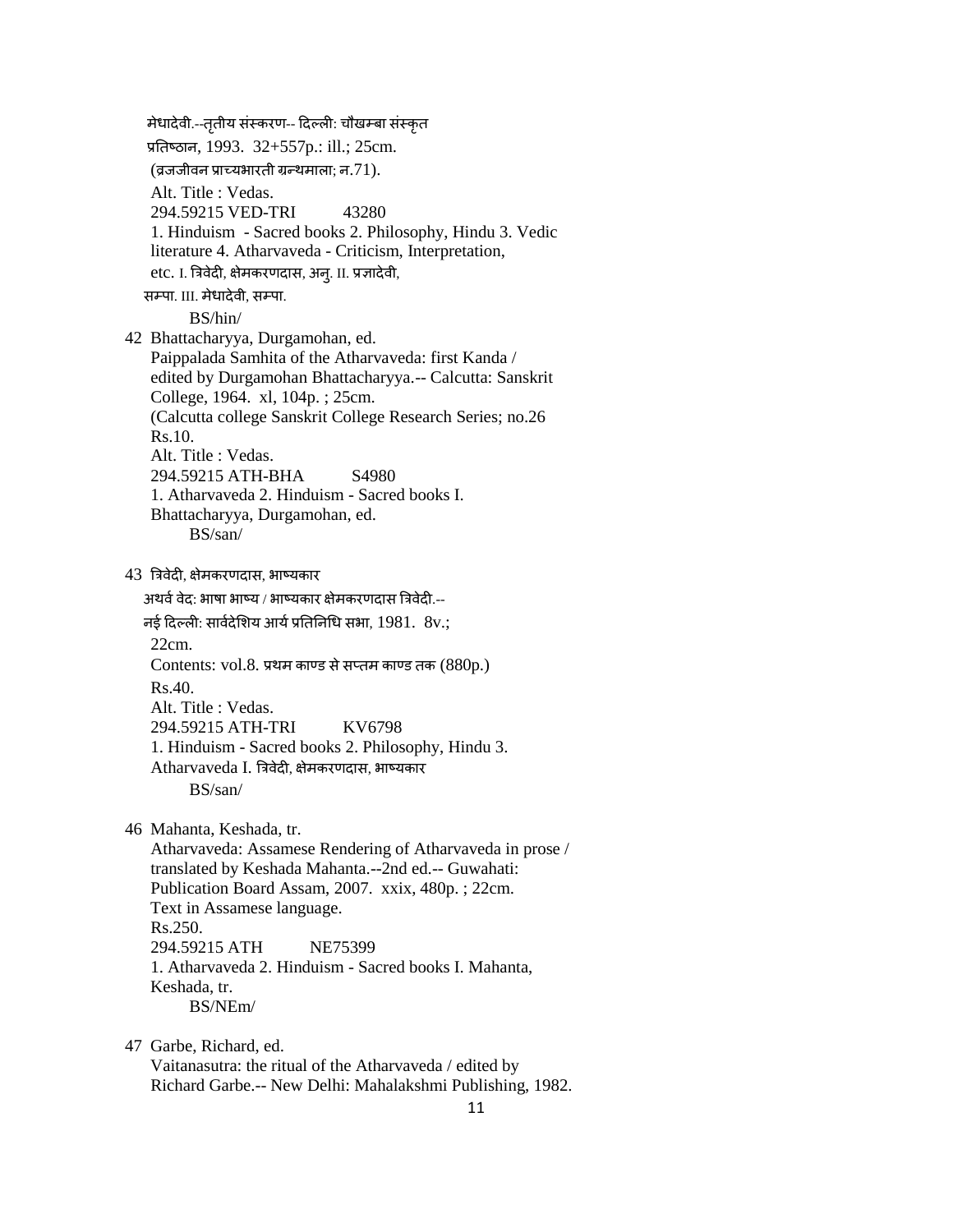मेधादेवी.--तृतीय संस्करण-- दिल्ली: चौखम्बा संस्कृत
प्रतिष्ठान, 1993. 32+557p.: ill.; 25cm.
(व्रजजीवन प्राच्यभारती ग्रन्थमाला; न.71).
Alt. Title : Vedas.
294.59215 VED-TRI 43280
1. Hinduism - Sacred books 2. Philosophy, Hindu 3. Vedic literature 4. Atharvaveda - Criticism, Interpretation, etc. I. त्रिवेदी, क्षेमकरणदास, अनु. II. प्रज्ञादेवी, सम्पा. III. मेधादेवी, सम्पा.
BS/hin/

42 Bhattacharyya, Durgamohan, ed.
Paippalada Samhita of the Atharvaveda: first Kanda / edited by Durgamohan Bhattacharyya.-- Calcutta: Sanskrit College, 1964. xl, 104p. ; 25cm.
(Calcutta college Sanskrit College Research Series; no.26
Rs.10.
Alt. Title : Vedas.
294.59215 ATH-BHA S4980
1. Atharvaveda 2. Hinduism - Sacred books I. Bhattacharyya, Durgamohan, ed.
BS/san/

43 त्रिवेदी, क्षेमकरणदास, भाष्यकार
अथर्व वेद: भाषा भाष्य / भाष्यकार क्षेमकरणदास त्रिवेदी.--
नई दिल्ली: सार्वदेशिय आर्य प्रतिनिधि सभा, 1981. 8v.; 22cm.
Contents: vol.8. प्रथम काण्ड से सप्तम काण्ड तक (880p.)
Rs.40.
Alt. Title : Vedas.
294.59215 ATH-TRI KV6798
1. Hinduism - Sacred books 2. Philosophy, Hindu 3. Atharvaveda I. त्रिवेदी, क्षेमकरणदास, भाष्यकार
BS/san/

46 Mahanta, Keshada, tr.
Atharvaveda: Assamese Rendering of Atharvaveda in prose / translated by Keshada Mahanta.--2nd ed.-- Guwahati: Publication Board Assam, 2007. xxix, 480p. ; 22cm.
Text in Assamese language.
Rs.250.
294.59215 ATH NE75399
1. Atharvaveda 2. Hinduism - Sacred books I. Mahanta, Keshada, tr.
BS/NEm/

47 Garbe, Richard, ed.
Vaitanasutra: the ritual of the Atharvaveda / edited by Richard Garbe.-- New Delhi: Mahalakshmi Publishing, 1982.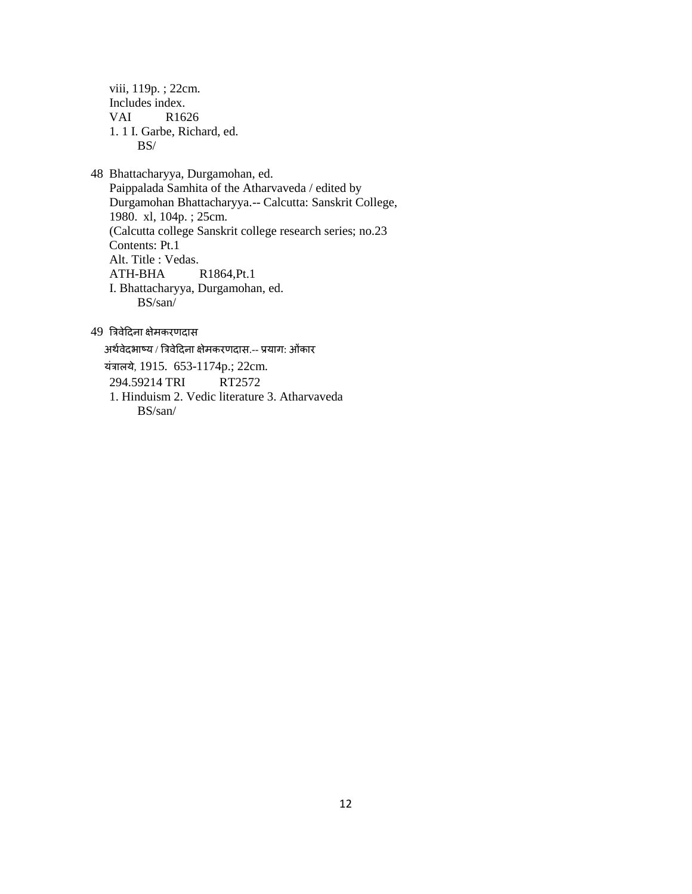viii, 119p. ; 22cm.
Includes index.
VAI R1626
1. 1 I. Garbe, Richard, ed.
BS/

48 Bhattacharyya, Durgamohan, ed.
Paippalada Samhita of the Atharvaveda / edited by Durgamohan Bhattacharyya.-- Calcutta: Sanskrit College, 1980. xl, 104p. ; 25cm.
(Calcutta college Sanskrit college research series; no.23
Contents: Pt.1
Alt. Title : Vedas.
ATH-BHA R1864,Pt.1
I. Bhattacharyya, Durgamohan, ed.
BS/san/

49 त्रिवेदिना क्षेमकरणदास
अर्थवेदभाष्य / त्रिवेदिना क्षेमकरणदास.-- प्रयाग: ओंकार यंत्रालये, 1915. 653-1174p.; 22cm.
294.59214 TRI RT2572
1. Hinduism 2. Vedic literature 3. Atharvaveda
BS/san/